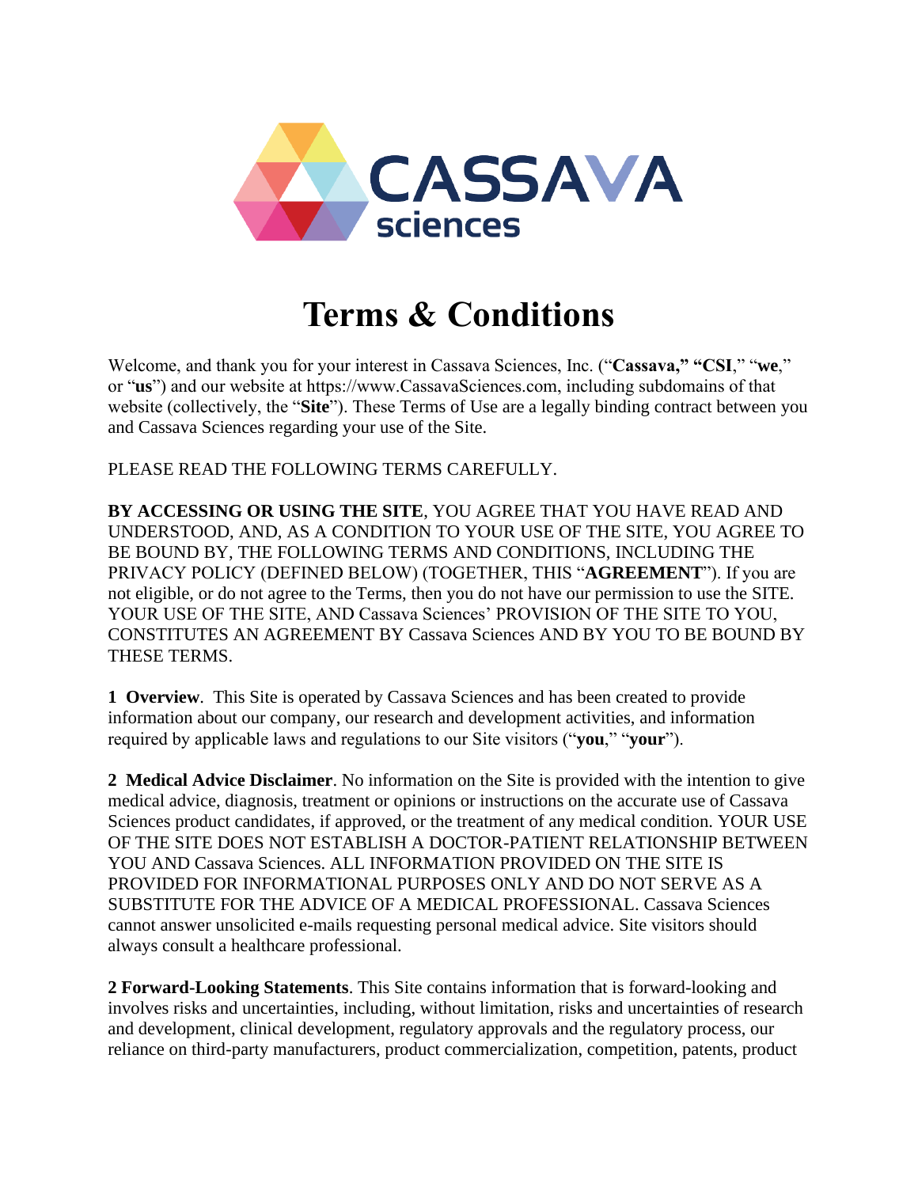# Terms & Conditions

Welcome, and thank you for your interest in Cassava Sciences, Inc. ("**Cassava," "CSI**," "**we**," or "**us**") and our website at https://www.CassavaSciences.com, including subdomains of that website (collectively, the "**Site**"). These Terms of Use are a legally binding contract between you and Cassava Sciences regarding your use of the Site.

PLEASE READ THE FOLLOWING TERMS CAREFULLY.

**BY ACCESSING OR USING THE SITE**, YOU AGREE THAT YOU HAVE READ AND UNDERSTOOD, AND, AS A CONDITION TO YOUR USE OF THE SITE, YOU AGREE TO BE BOUND BY, THE FOLLOWING TERMS AND CONDITIONS, INCLUDING THE PRIVACY POLICY (DEFINED BELOW) (TOGETHER, THIS "**AGREEMENT**"). If you are not eligible, or do not agree to the Terms, then you do not have our permission to use the SITE. YOUR USE OF THE SITE, AND Cassava Sciences' PROVISION OF THE SITE TO YOU, CONSTITUTES AN AGREEMENT BY Cassava Sciences AND BY YOU TO BE BOUND BY THESE TERMS.

**1 Overview**. This Site is operated by Cassava Sciences and has been created to provide information about our company, our research and development activities, and information required by applicable laws and regulations to our Site visitors ("**you**," "**your**").

**2 Medical Advice Disclaimer**. No information on the Site is provided with the intention to give medical advice, diagnosis, treatment or opinions or instructions on the accurate use of Cassava Sciences product candidates, if approved, or the treatment of any medical condition. YOUR USE OF THE SITE DOES NOT ESTABLISH A DOCTOR-PATIENT RELATIONSHIP BETWEEN YOU AND Cassava Sciences. ALL INFORMATION PROVIDED ON THE SITE IS PROVIDED FOR INFORMATIONAL PURPOSES ONLY AND DO NOT SERVE AS A SUBSTITUTE FOR THE ADVICE OF A MEDICAL PROFESSIONAL. Cassava Sciences cannot answer unsolicited e-mails requesting personal medical advice. Site visitors should always consult a healthcare professional.

**2 Forward-Looking Statements**. This Site contains information that is forward-looking and involves risks and uncertainties, including, without limitation, risks and uncertainties of research and development, clinical development, regulatory approvals and the regulatory process, our reliance on third-party manufacturers, product commercialization, competition, patents, product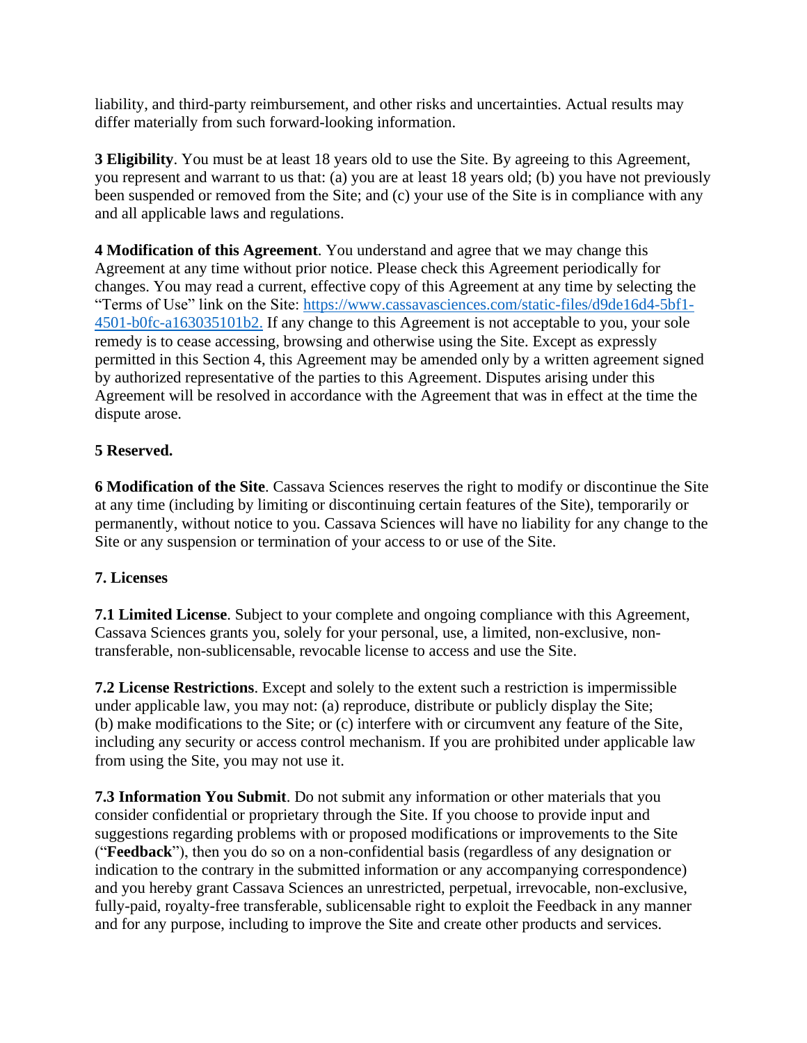liability, and third-party reimbursement, and other risks and uncertainties. Actual results may differ materially from such forward-looking information.

**3 Eligibility**. You must be at least 18 years old to use the Site. By agreeing to this Agreement, you represent and warrant to us that: (a) you are at least 18 years old; (b) you have not previously been suspended or removed from the Site; and (c) your use of the Site is in compliance with any and all applicable laws and regulations.

**4 Modification of this Agreement**. You understand and agree that we may change this Agreement at any time without prior notice. Please check this Agreement periodically for changes. You may read a current, effective copy of this Agreement at any time by selecting the "Terms of Use" link on the Site: [https://www.cassavasciences.com/static-files/d9de16d4-5bf1-4501-b0fc-a163035101b2.](https://www.cassavasciences.com/static-files/d9de16d4-5bf1-4501-b0fc-a163035101b2) If any change to this Agreement is not acceptable to you, your sole remedy is to cease accessing, browsing and otherwise using the Site. Except as expressly permitted in this Section 4, this Agreement may be amended only by a written agreement signed by authorized representative of the parties to this Agreement. Disputes arising under this Agreement will be resolved in accordance with the Agreement that was in effect at the time the dispute arose.

**5 Reserved.**

**6 Modification of the Site**. Cassava Sciences reserves the right to modify or discontinue the Site at any time (including by limiting or discontinuing certain features of the Site), temporarily or permanently, without notice to you. Cassava Sciences will have no liability for any change to the Site or any suspension or termination of your access to or use of the Site.

**7. Licenses**

**7.1 Limited License**. Subject to your complete and ongoing compliance with this Agreement, Cassava Sciences grants you, solely for your personal, use, a limited, non-exclusive, non-transferable, non-sublicensable, revocable license to access and use the Site.

**7.2 License Restrictions**. Except and solely to the extent such a restriction is impermissible under applicable law, you may not: (a) reproduce, distribute or publicly display the Site; (b) make modifications to the Site; or (c) interfere with or circumvent any feature of the Site, including any security or access control mechanism. If you are prohibited under applicable law from using the Site, you may not use it.

**7.3 Information You Submit**. Do not submit any information or other materials that you consider confidential or proprietary through the Site. If you choose to provide input and suggestions regarding problems with or proposed modifications or improvements to the Site ("**Feedback**"), then you do so on a non-confidential basis (regardless of any designation or indication to the contrary in the submitted information or any accompanying correspondence) and you hereby grant Cassava Sciences an unrestricted, perpetual, irrevocable, non-exclusive, fully-paid, royalty-free transferable, sublicensable right to exploit the Feedback in any manner and for any purpose, including to improve the Site and create other products and services.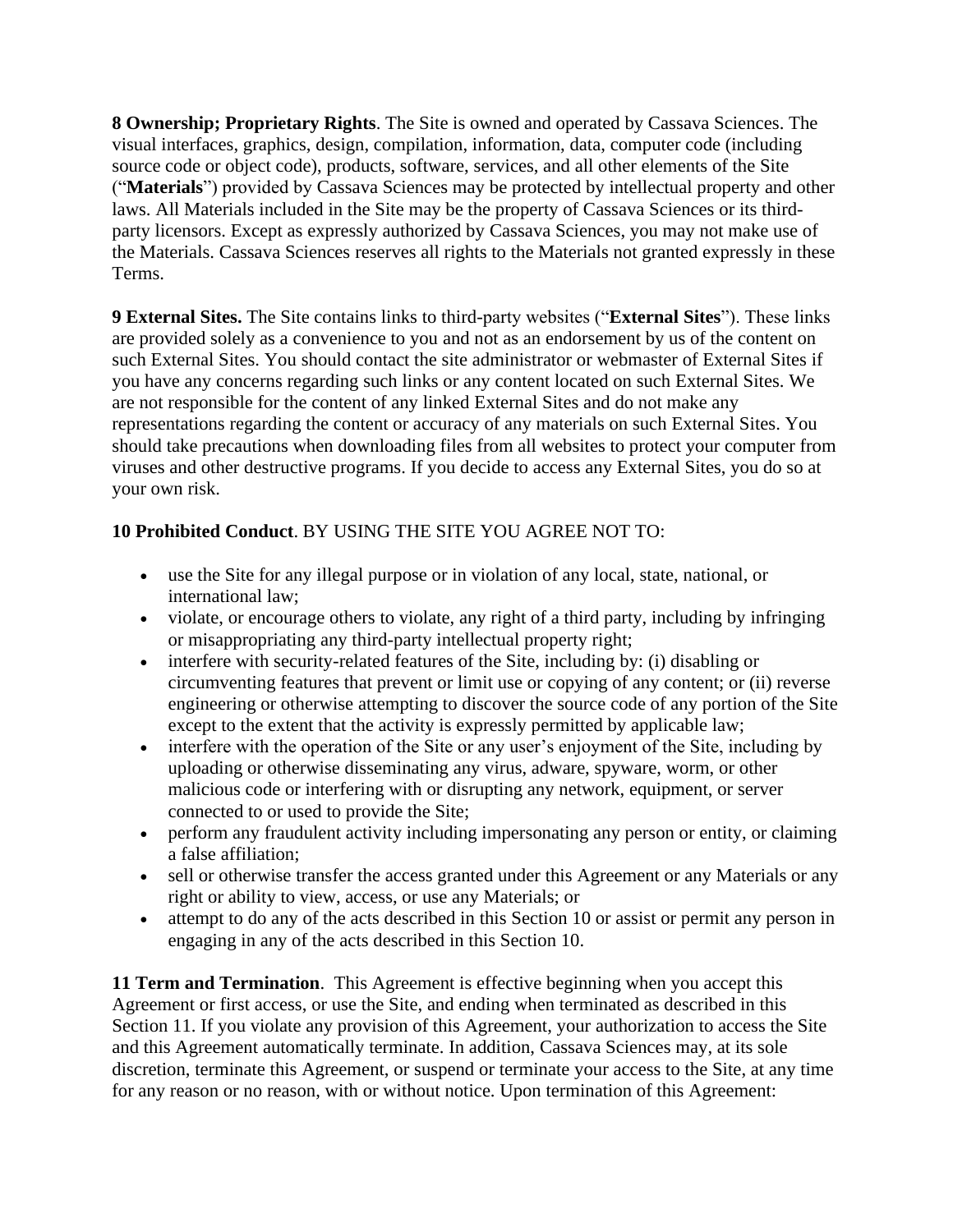**8 Ownership; Proprietary Rights**. The Site is owned and operated by Cassava Sciences. The visual interfaces, graphics, design, compilation, information, data, computer code (including source code or object code), products, software, services, and all other elements of the Site ("**Materials**") provided by Cassava Sciences may be protected by intellectual property and other laws. All Materials included in the Site may be the property of Cassava Sciences or its third-party licensors. Except as expressly authorized by Cassava Sciences, you may not make use of the Materials. Cassava Sciences reserves all rights to the Materials not granted expressly in these Terms.

**9 External Sites.** The Site contains links to third-party websites ("**External Sites**"). These links are provided solely as a convenience to you and not as an endorsement by us of the content on such External Sites. You should contact the site administrator or webmaster of External Sites if you have any concerns regarding such links or any content located on such External Sites. We are not responsible for the content of any linked External Sites and do not make any representations regarding the content or accuracy of any materials on such External Sites. You should take precautions when downloading files from all websites to protect your computer from viruses and other destructive programs. If you decide to access any External Sites, you do so at your own risk.

**10 Prohibited Conduct**. BY USING THE SITE YOU AGREE NOT TO:

- use the Site for any illegal purpose or in violation of any local, state, national, or international law;
- violate, or encourage others to violate, any right of a third party, including by infringing or misappropriating any third-party intellectual property right;
- interfere with security-related features of the Site, including by: (i) disabling or circumventing features that prevent or limit use or copying of any content; or (ii) reverse engineering or otherwise attempting to discover the source code of any portion of the Site except to the extent that the activity is expressly permitted by applicable law;
- interfere with the operation of the Site or any user's enjoyment of the Site, including by uploading or otherwise disseminating any virus, adware, spyware, worm, or other malicious code or interfering with or disrupting any network, equipment, or server connected to or used to provide the Site;
- perform any fraudulent activity including impersonating any person or entity, or claiming a false affiliation;
- sell or otherwise transfer the access granted under this Agreement or any Materials or any right or ability to view, access, or use any Materials; or
- attempt to do any of the acts described in this Section 10 or assist or permit any person in engaging in any of the acts described in this Section 10.

**11 Term and Termination**. This Agreement is effective beginning when you accept this Agreement or first access, or use the Site, and ending when terminated as described in this Section 11. If you violate any provision of this Agreement, your authorization to access the Site and this Agreement automatically terminate. In addition, Cassava Sciences may, at its sole discretion, terminate this Agreement, or suspend or terminate your access to the Site, at any time for any reason or no reason, with or without notice. Upon termination of this Agreement: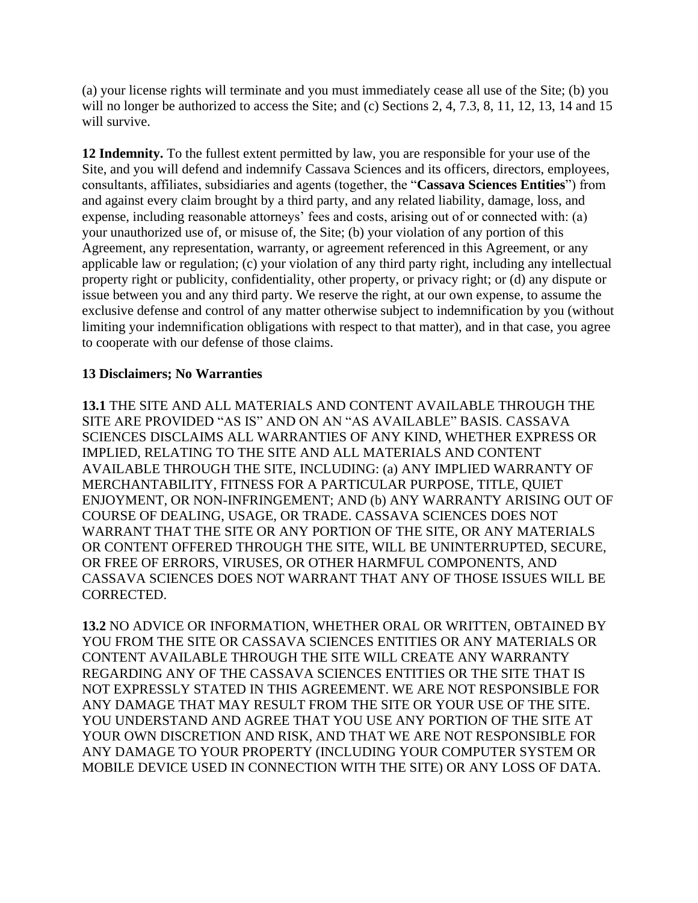(a) your license rights will terminate and you must immediately cease all use of the Site; (b) you will no longer be authorized to access the Site; and (c) Sections 2, 4, 7.3, 8, 11, 12, 13, 14 and 15 will survive.

**12 Indemnity.** To the fullest extent permitted by law, you are responsible for your use of the Site, and you will defend and indemnify Cassava Sciences and its officers, directors, employees, consultants, affiliates, subsidiaries and agents (together, the "**Cassava Sciences Entities**") from and against every claim brought by a third party, and any related liability, damage, loss, and expense, including reasonable attorneys' fees and costs, arising out of or connected with: (a) your unauthorized use of, or misuse of, the Site; (b) your violation of any portion of this Agreement, any representation, warranty, or agreement referenced in this Agreement, or any applicable law or regulation; (c) your violation of any third party right, including any intellectual property right or publicity, confidentiality, other property, or privacy right; or (d) any dispute or issue between you and any third party. We reserve the right, at our own expense, to assume the exclusive defense and control of any matter otherwise subject to indemnification by you (without limiting your indemnification obligations with respect to that matter), and in that case, you agree to cooperate with our defense of those claims.

**13 Disclaimers; No Warranties**

**13.1** THE SITE AND ALL MATERIALS AND CONTENT AVAILABLE THROUGH THE SITE ARE PROVIDED "AS IS" AND ON AN "AS AVAILABLE" BASIS. CASSAVA SCIENCES DISCLAIMS ALL WARRANTIES OF ANY KIND, WHETHER EXPRESS OR IMPLIED, RELATING TO THE SITE AND ALL MATERIALS AND CONTENT AVAILABLE THROUGH THE SITE, INCLUDING: (a) ANY IMPLIED WARRANTY OF MERCHANTABILITY, FITNESS FOR A PARTICULAR PURPOSE, TITLE, QUIET ENJOYMENT, OR NON-INFRINGEMENT; AND (b) ANY WARRANTY ARISING OUT OF COURSE OF DEALING, USAGE, OR TRADE. CASSAVA SCIENCES DOES NOT WARRANT THAT THE SITE OR ANY PORTION OF THE SITE, OR ANY MATERIALS OR CONTENT OFFERED THROUGH THE SITE, WILL BE UNINTERRUPTED, SECURE, OR FREE OF ERRORS, VIRUSES, OR OTHER HARMFUL COMPONENTS, AND CASSAVA SCIENCES DOES NOT WARRANT THAT ANY OF THOSE ISSUES WILL BE CORRECTED.

**13.2** NO ADVICE OR INFORMATION, WHETHER ORAL OR WRITTEN, OBTAINED BY YOU FROM THE SITE OR CASSAVA SCIENCES ENTITIES OR ANY MATERIALS OR CONTENT AVAILABLE THROUGH THE SITE WILL CREATE ANY WARRANTY REGARDING ANY OF THE CASSAVA SCIENCES ENTITIES OR THE SITE THAT IS NOT EXPRESSLY STATED IN THIS AGREEMENT. WE ARE NOT RESPONSIBLE FOR ANY DAMAGE THAT MAY RESULT FROM THE SITE OR YOUR USE OF THE SITE. YOU UNDERSTAND AND AGREE THAT YOU USE ANY PORTION OF THE SITE AT YOUR OWN DISCRETION AND RISK, AND THAT WE ARE NOT RESPONSIBLE FOR ANY DAMAGE TO YOUR PROPERTY (INCLUDING YOUR COMPUTER SYSTEM OR MOBILE DEVICE USED IN CONNECTION WITH THE SITE) OR ANY LOSS OF DATA.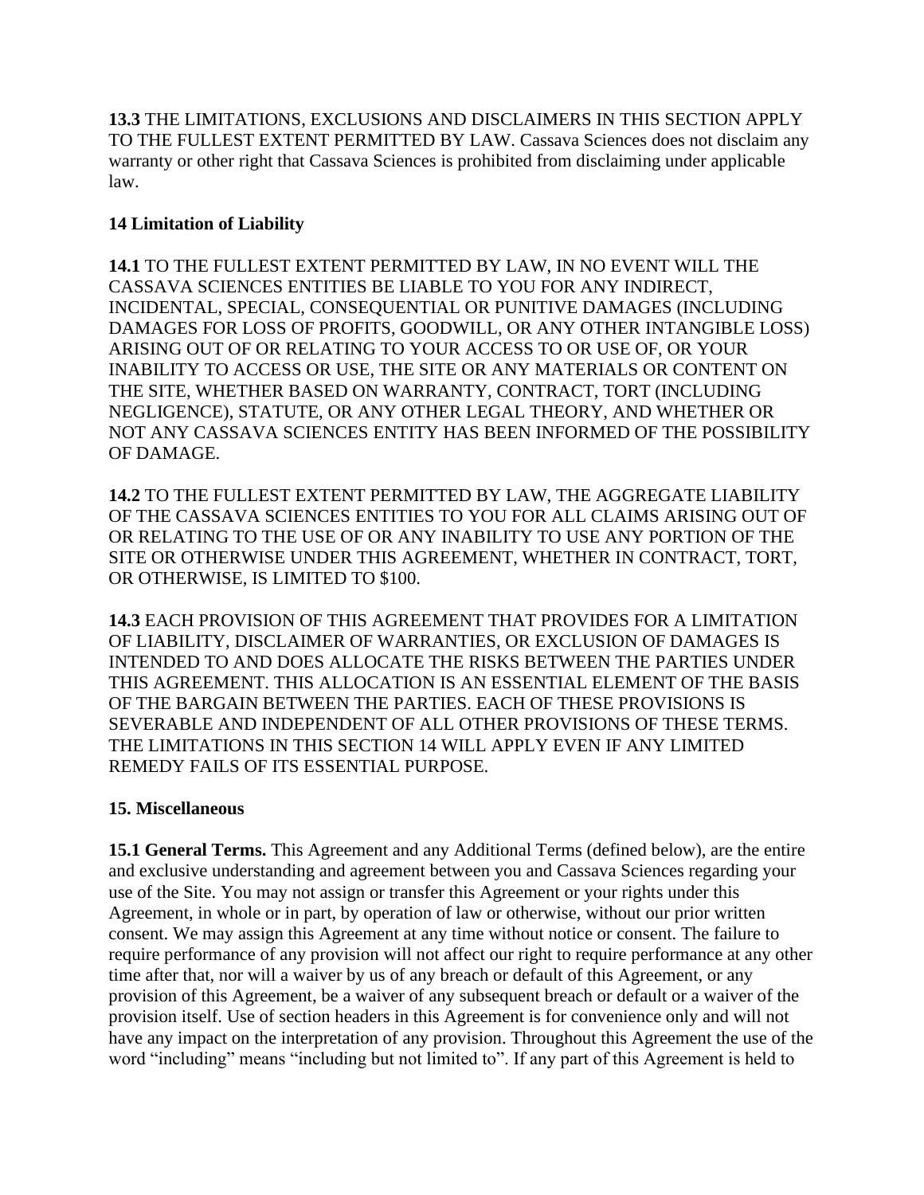**13.3** THE LIMITATIONS, EXCLUSIONS AND DISCLAIMERS IN THIS SECTION APPLY TO THE FULLEST EXTENT PERMITTED BY LAW. Cassava Sciences does not disclaim any warranty or other right that Cassava Sciences is prohibited from disclaiming under applicable law.

## 14 Limitation of Liability

**14.1** TO THE FULLEST EXTENT PERMITTED BY LAW, IN NO EVENT WILL THE CASSAVA SCIENCES ENTITIES BE LIABLE TO YOU FOR ANY INDIRECT, INCIDENTAL, SPECIAL, CONSEQUENTIAL OR PUNITIVE DAMAGES (INCLUDING DAMAGES FOR LOSS OF PROFITS, GOODWILL, OR ANY OTHER INTANGIBLE LOSS) ARISING OUT OF OR RELATING TO YOUR ACCESS TO OR USE OF, OR YOUR INABILITY TO ACCESS OR USE, THE SITE OR ANY MATERIALS OR CONTENT ON THE SITE, WHETHER BASED ON WARRANTY, CONTRACT, TORT (INCLUDING NEGLIGENCE), STATUTE, OR ANY OTHER LEGAL THEORY, AND WHETHER OR NOT ANY CASSAVA SCIENCES ENTITY HAS BEEN INFORMED OF THE POSSIBILITY OF DAMAGE.

**14.2** TO THE FULLEST EXTENT PERMITTED BY LAW, THE AGGREGATE LIABILITY OF THE CASSAVA SCIENCES ENTITIES TO YOU FOR ALL CLAIMS ARISING OUT OF OR RELATING TO THE USE OF OR ANY INABILITY TO USE ANY PORTION OF THE SITE OR OTHERWISE UNDER THIS AGREEMENT, WHETHER IN CONTRACT, TORT, OR OTHERWISE, IS LIMITED TO $100.

**14.3** EACH PROVISION OF THIS AGREEMENT THAT PROVIDES FOR A LIMITATION OF LIABILITY, DISCLAIMER OF WARRANTIES, OR EXCLUSION OF DAMAGES IS INTENDED TO AND DOES ALLOCATE THE RISKS BETWEEN THE PARTIES UNDER THIS AGREEMENT. THIS ALLOCATION IS AN ESSENTIAL ELEMENT OF THE BASIS OF THE BARGAIN BETWEEN THE PARTIES. EACH OF THESE PROVISIONS IS SEVERABLE AND INDEPENDENT OF ALL OTHER PROVISIONS OF THESE TERMS. THE LIMITATIONS IN THIS SECTION 14 WILL APPLY EVEN IF ANY LIMITED REMEDY FAILS OF ITS ESSENTIAL PURPOSE.

## 15. Miscellaneous

**15.1 General Terms.** This Agreement and any Additional Terms (defined below), are the entire and exclusive understanding and agreement between you and Cassava Sciences regarding your use of the Site. You may not assign or transfer this Agreement or your rights under this Agreement, in whole or in part, by operation of law or otherwise, without our prior written consent. We may assign this Agreement at any time without notice or consent. The failure to require performance of any provision will not affect our right to require performance at any other time after that, nor will a waiver by us of any breach or default of this Agreement, or any provision of this Agreement, be a waiver of any subsequent breach or default or a waiver of the provision itself. Use of section headers in this Agreement is for convenience only and will not have any impact on the interpretation of any provision. Throughout this Agreement the use of the word "including" means "including but not limited to". If any part of this Agreement is held to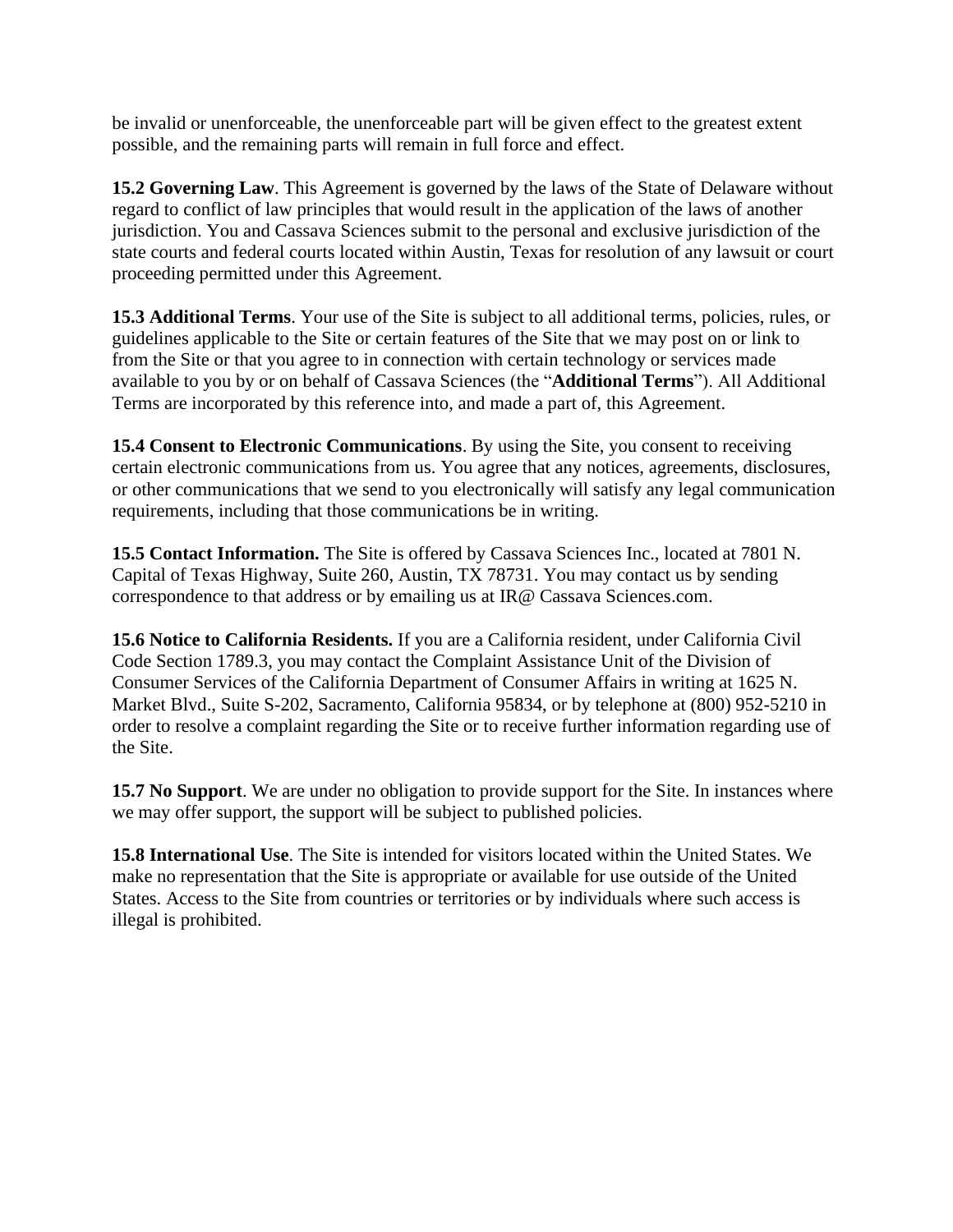be invalid or unenforceable, the unenforceable part will be given effect to the greatest extent possible, and the remaining parts will remain in full force and effect.

**15.2 Governing Law**. This Agreement is governed by the laws of the State of Delaware without regard to conflict of law principles that would result in the application of the laws of another jurisdiction. You and Cassava Sciences submit to the personal and exclusive jurisdiction of the state courts and federal courts located within Austin, Texas for resolution of any lawsuit or court proceeding permitted under this Agreement.

**15.3 Additional Terms**. Your use of the Site is subject to all additional terms, policies, rules, or guidelines applicable to the Site or certain features of the Site that we may post on or link to from the Site or that you agree to in connection with certain technology or services made available to you by or on behalf of Cassava Sciences (the "**Additional Terms**"). All Additional Terms are incorporated by this reference into, and made a part of, this Agreement.

**15.4 Consent to Electronic Communications**. By using the Site, you consent to receiving certain electronic communications from us. You agree that any notices, agreements, disclosures, or other communications that we send to you electronically will satisfy any legal communication requirements, including that those communications be in writing.

**15.5 Contact Information.** The Site is offered by Cassava Sciences Inc., located at 7801 N. Capital of Texas Highway, Suite 260, Austin, TX 78731. You may contact us by sending correspondence to that address or by emailing us at IR@ Cassava Sciences.com.

**15.6 Notice to California Residents.** If you are a California resident, under California Civil Code Section 1789.3, you may contact the Complaint Assistance Unit of the Division of Consumer Services of the California Department of Consumer Affairs in writing at 1625 N. Market Blvd., Suite S-202, Sacramento, California 95834, or by telephone at (800) 952-5210 in order to resolve a complaint regarding the Site or to receive further information regarding use of the Site.

**15.7 No Support**. We are under no obligation to provide support for the Site. In instances where we may offer support, the support will be subject to published policies.

**15.8 International Use**. The Site is intended for visitors located within the United States. We make no representation that the Site is appropriate or available for use outside of the United States. Access to the Site from countries or territories or by individuals where such access is illegal is prohibited.